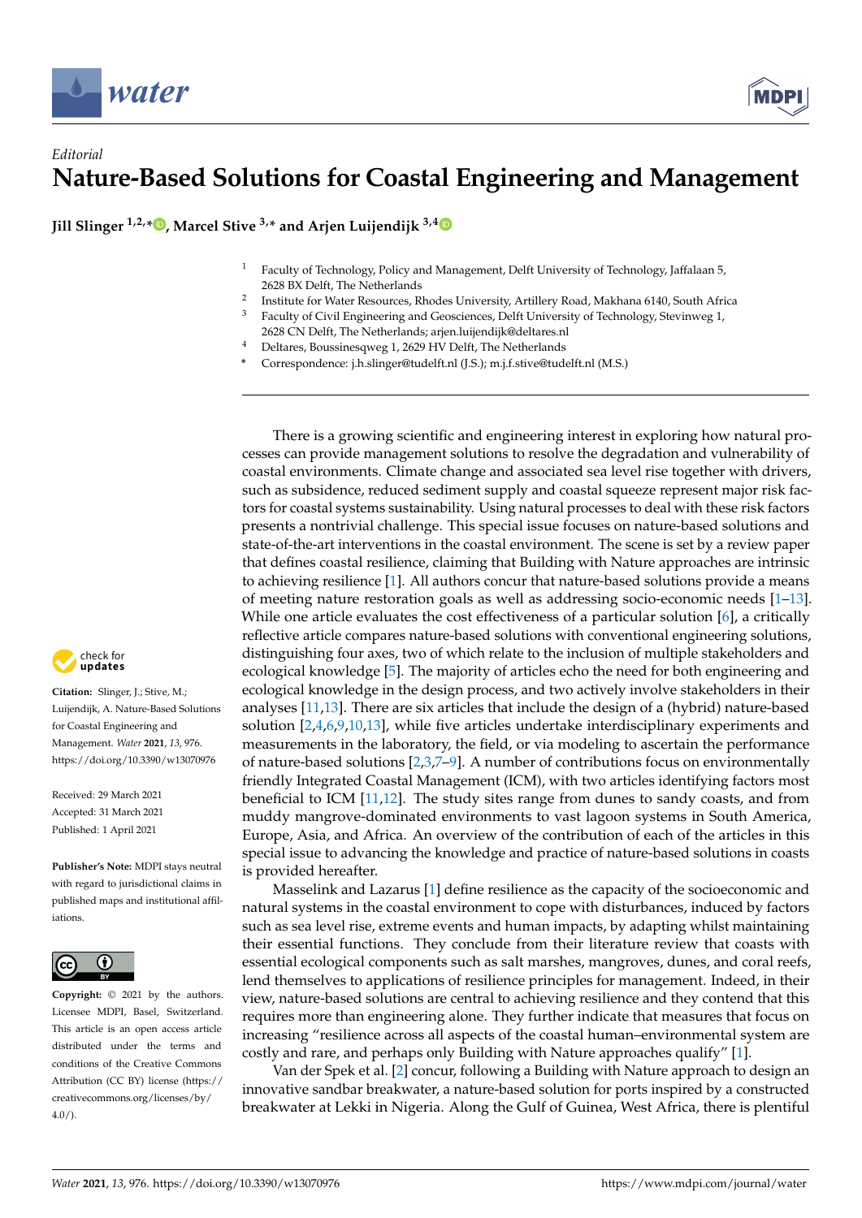*Editorial*

# Nature-Based Solutions for Coastal Engineering and Management

**Jill Slinger [1,2,*], Marcel Stive [3,*] and Arjen Luijendijk [3,4]**

[1] Faculty of Technology, Policy and Management, Delft University of Technology, Jaffalaan 5, 2628 BX Delft, The Netherlands
[2] Institute for Water Resources, Rhodes University, Artillery Road, Makhana 6140, South Africa
[3] Faculty of Civil Engineering and Geosciences, Delft University of Technology, Stevinweg 1, 2628 CN Delft, The Netherlands; arjen.luijendijk@deltares.nl
[4] Deltares, Boussinesqweg 1, 2629 HV Delft, The Netherlands
[*] Correspondence: j.h.slinger@tudelft.nl (J.S.); m.j.f.stive@tudelft.nl (M.S.)

**Citation:** Slinger, J.; Stive, M.; Luijendijk, A. Nature-Based Solutions for Coastal Engineering and Management. *Water* **2021**, *13*, 976. https://doi.org/10.3390/w13070976

Received: 29 March 2021
Accepted: 31 March 2021
Published: 1 April 2021

**Publisher's Note:** MDPI stays neutral with regard to jurisdictional claims in published maps and institutional affiliations.

**Copyright:** © 2021 by the authors. Licensee MDPI, Basel, Switzerland. This article is an open access article distributed under the terms and conditions of the Creative Commons Attribution (CC BY) license (https://creativecommons.org/licenses/by/4.0/).

There is a growing scientific and engineering interest in exploring how natural processes can provide management solutions to resolve the degradation and vulnerability of coastal environments. Climate change and associated sea level rise together with drivers, such as subsidence, reduced sediment supply and coastal squeeze represent major risk factors for coastal systems sustainability. Using natural processes to deal with these risk factors presents a nontrivial challenge. This special issue focuses on nature-based solutions and state-of-the-art interventions in the coastal environment. The scene is set by a review paper that defines coastal resilience, claiming that Building with Nature approaches are intrinsic to achieving resilience [1]. All authors concur that nature-based solutions provide a means of meeting nature restoration goals as well as addressing socio-economic needs [1–13]. While one article evaluates the cost effectiveness of a particular solution [6], a critically reflective article compares nature-based solutions with conventional engineering solutions, distinguishing four axes, two of which relate to the inclusion of multiple stakeholders and ecological knowledge [5]. The majority of articles echo the need for both engineering and ecological knowledge in the design process, and two actively involve stakeholders in their analyses [11,13]. There are six articles that include the design of a (hybrid) nature-based solution [2,4,6,9,10,13], while five articles undertake interdisciplinary experiments and measurements in the laboratory, the field, or via modeling to ascertain the performance of nature-based solutions [2,3,7–9]. A number of contributions focus on environmentally friendly Integrated Coastal Management (ICM), with two articles identifying factors most beneficial to ICM [11,12]. The study sites range from dunes to sandy coasts, and from muddy mangrove-dominated environments to vast lagoon systems in South America, Europe, Asia, and Africa. An overview of the contribution of each of the articles in this special issue to advancing the knowledge and practice of nature-based solutions in coasts is provided hereafter.

Masselink and Lazarus [1] define resilience as the capacity of the socioeconomic and natural systems in the coastal environment to cope with disturbances, induced by factors such as sea level rise, extreme events and human impacts, by adapting whilst maintaining their essential functions. They conclude from their literature review that coasts with essential ecological components such as salt marshes, mangroves, dunes, and coral reefs, lend themselves to applications of resilience principles for management. Indeed, in their view, nature-based solutions are central to achieving resilience and they contend that this requires more than engineering alone. They further indicate that measures that focus on increasing "resilience across all aspects of the coastal human–environmental system are costly and rare, and perhaps only Building with Nature approaches qualify" [1].

Van der Spek et al. [2] concur, following a Building with Nature approach to design an innovative sandbar breakwater, a nature-based solution for ports inspired by a constructed breakwater at Lekki in Nigeria. Along the Gulf of Guinea, West Africa, there is plentiful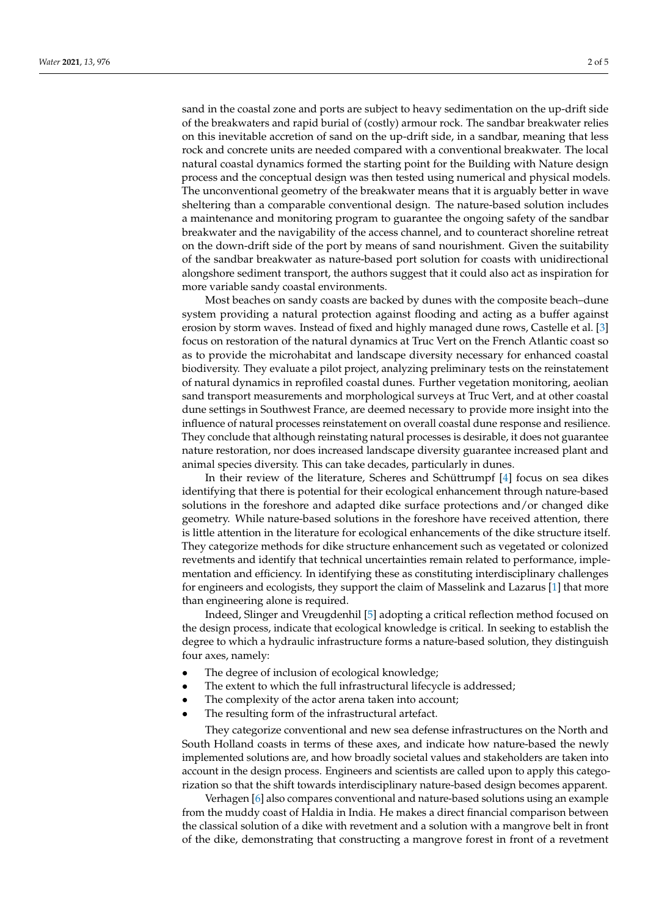sand in the coastal zone and ports are subject to heavy sedimentation on the up-drift side of the breakwaters and rapid burial of (costly) armour rock. The sandbar breakwater relies on this inevitable accretion of sand on the up-drift side, in a sandbar, meaning that less rock and concrete units are needed compared with a conventional breakwater. The local natural coastal dynamics formed the starting point for the Building with Nature design process and the conceptual design was then tested using numerical and physical models. The unconventional geometry of the breakwater means that it is arguably better in wave sheltering than a comparable conventional design. The nature-based solution includes a maintenance and monitoring program to guarantee the ongoing safety of the sandbar breakwater and the navigability of the access channel, and to counteract shoreline retreat on the down-drift side of the port by means of sand nourishment. Given the suitability of the sandbar breakwater as nature-based port solution for coasts with unidirectional alongshore sediment transport, the authors suggest that it could also act as inspiration for more variable sandy coastal environments.

Most beaches on sandy coasts are backed by dunes with the composite beach–dune system providing a natural protection against flooding and acting as a buffer against erosion by storm waves. Instead of fixed and highly managed dune rows, Castelle et al. [3] focus on restoration of the natural dynamics at Truc Vert on the French Atlantic coast so as to provide the microhabitat and landscape diversity necessary for enhanced coastal biodiversity. They evaluate a pilot project, analyzing preliminary tests on the reinstatement of natural dynamics in reprofiled coastal dunes. Further vegetation monitoring, aeolian sand transport measurements and morphological surveys at Truc Vert, and at other coastal dune settings in Southwest France, are deemed necessary to provide more insight into the influence of natural processes reinstatement on overall coastal dune response and resilience. They conclude that although reinstating natural processes is desirable, it does not guarantee nature restoration, nor does increased landscape diversity guarantee increased plant and animal species diversity. This can take decades, particularly in dunes.

In their review of the literature, Scheres and Schüttrumpf [4] focus on sea dikes identifying that there is potential for their ecological enhancement through nature-based solutions in the foreshore and adapted dike surface protections and/or changed dike geometry. While nature-based solutions in the foreshore have received attention, there is little attention in the literature for ecological enhancements of the dike structure itself. They categorize methods for dike structure enhancement such as vegetated or colonized revetments and identify that technical uncertainties remain related to performance, implementation and efficiency. In identifying these as constituting interdisciplinary challenges for engineers and ecologists, they support the claim of Masselink and Lazarus [1] that more than engineering alone is required.

Indeed, Slinger and Vreugdenhil [5] adopting a critical reflection method focused on the design process, indicate that ecological knowledge is critical. In seeking to establish the degree to which a hydraulic infrastructure forms a nature-based solution, they distinguish four axes, namely:

- The degree of inclusion of ecological knowledge;
- The extent to which the full infrastructural lifecycle is addressed;
- The complexity of the actor arena taken into account;
- The resulting form of the infrastructural artefact.

They categorize conventional and new sea defense infrastructures on the North and South Holland coasts in terms of these axes, and indicate how nature-based the newly implemented solutions are, and how broadly societal values and stakeholders are taken into account in the design process. Engineers and scientists are called upon to apply this categorization so that the shift towards interdisciplinary nature-based design becomes apparent.

Verhagen [6] also compares conventional and nature-based solutions using an example from the muddy coast of Haldia in India. He makes a direct financial comparison between the classical solution of a dike with revetment and a solution with a mangrove belt in front of the dike, demonstrating that constructing a mangrove forest in front of a revetment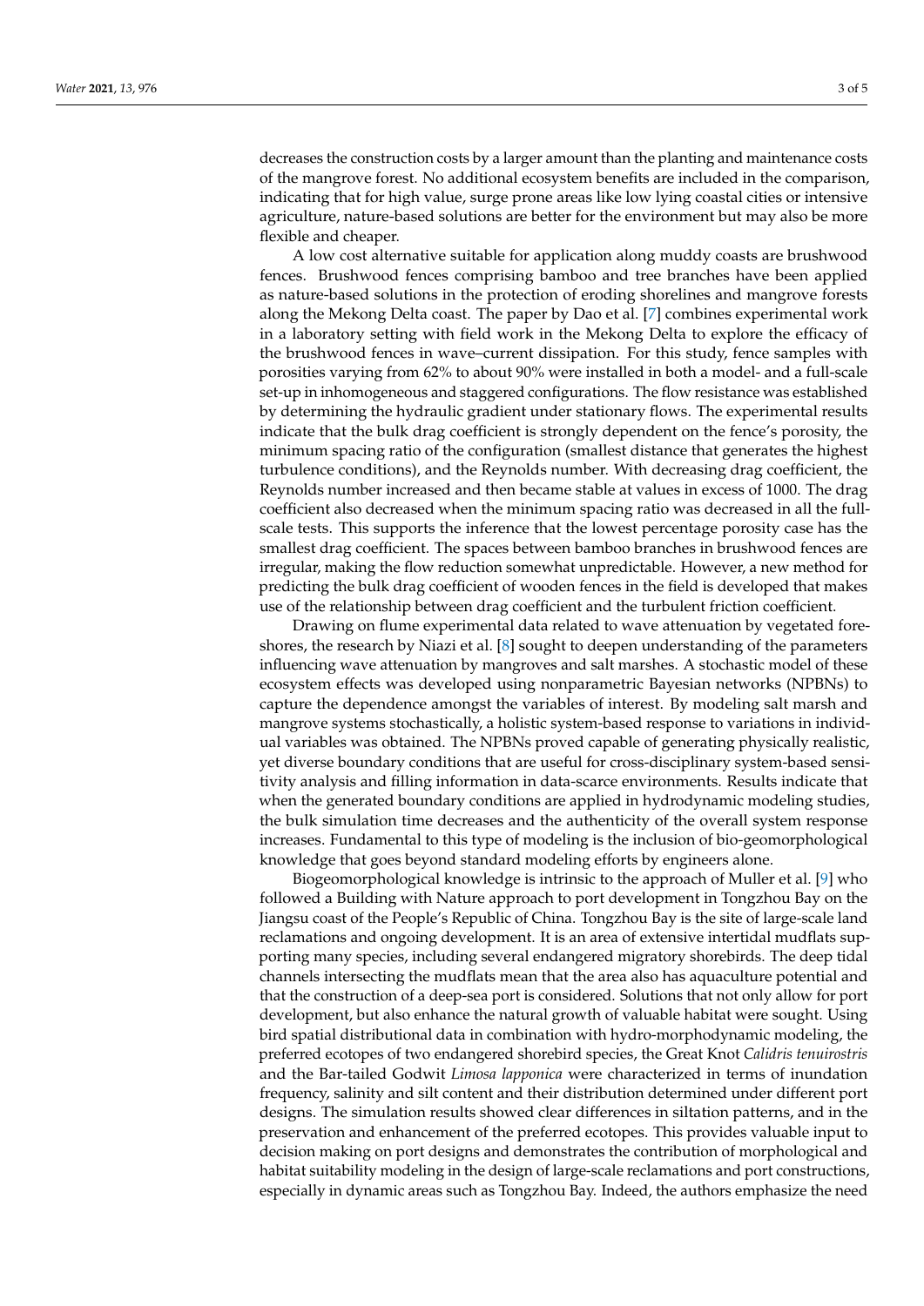decreases the construction costs by a larger amount than the planting and maintenance costs of the mangrove forest. No additional ecosystem benefits are included in the comparison, indicating that for high value, surge prone areas like low lying coastal cities or intensive agriculture, nature-based solutions are better for the environment but may also be more flexible and cheaper.

A low cost alternative suitable for application along muddy coasts are brushwood fences. Brushwood fences comprising bamboo and tree branches have been applied as nature-based solutions in the protection of eroding shorelines and mangrove forests along the Mekong Delta coast. The paper by Dao et al. [7] combines experimental work in a laboratory setting with field work in the Mekong Delta to explore the efficacy of the brushwood fences in wave–current dissipation. For this study, fence samples with porosities varying from 62% to about 90% were installed in both a model- and a full-scale set-up in inhomogeneous and staggered configurations. The flow resistance was established by determining the hydraulic gradient under stationary flows. The experimental results indicate that the bulk drag coefficient is strongly dependent on the fence's porosity, the minimum spacing ratio of the configuration (smallest distance that generates the highest turbulence conditions), and the Reynolds number. With decreasing drag coefficient, the Reynolds number increased and then became stable at values in excess of 1000. The drag coefficient also decreased when the minimum spacing ratio was decreased in all the full-scale tests. This supports the inference that the lowest percentage porosity case has the smallest drag coefficient. The spaces between bamboo branches in brushwood fences are irregular, making the flow reduction somewhat unpredictable. However, a new method for predicting the bulk drag coefficient of wooden fences in the field is developed that makes use of the relationship between drag coefficient and the turbulent friction coefficient.

Drawing on flume experimental data related to wave attenuation by vegetated foreshores, the research by Niazi et al. [8] sought to deepen understanding of the parameters influencing wave attenuation by mangroves and salt marshes. A stochastic model of these ecosystem effects was developed using nonparametric Bayesian networks (NPBNs) to capture the dependence amongst the variables of interest. By modeling salt marsh and mangrove systems stochastically, a holistic system-based response to variations in individual variables was obtained. The NPBNs proved capable of generating physically realistic, yet diverse boundary conditions that are useful for cross-disciplinary system-based sensitivity analysis and filling information in data-scarce environments. Results indicate that when the generated boundary conditions are applied in hydrodynamic modeling studies, the bulk simulation time decreases and the authenticity of the overall system response increases. Fundamental to this type of modeling is the inclusion of bio-geomorphological knowledge that goes beyond standard modeling efforts by engineers alone.

Biogeomorphological knowledge is intrinsic to the approach of Muller et al. [9] who followed a Building with Nature approach to port development in Tongzhou Bay on the Jiangsu coast of the People's Republic of China. Tongzhou Bay is the site of large-scale land reclamations and ongoing development. It is an area of extensive intertidal mudflats supporting many species, including several endangered migratory shorebirds. The deep tidal channels intersecting the mudflats mean that the area also has aquaculture potential and that the construction of a deep-sea port is considered. Solutions that not only allow for port development, but also enhance the natural growth of valuable habitat were sought. Using bird spatial distributional data in combination with hydro-morphodynamic modeling, the preferred ecotopes of two endangered shorebird species, the Great Knot *Calidris tenuirostris* and the Bar-tailed Godwit *Limosa lapponica* were characterized in terms of inundation frequency, salinity and silt content and their distribution determined under different port designs. The simulation results showed clear differences in siltation patterns, and in the preservation and enhancement of the preferred ecotopes. This provides valuable input to decision making on port designs and demonstrates the contribution of morphological and habitat suitability modeling in the design of large-scale reclamations and port constructions, especially in dynamic areas such as Tongzhou Bay. Indeed, the authors emphasize the need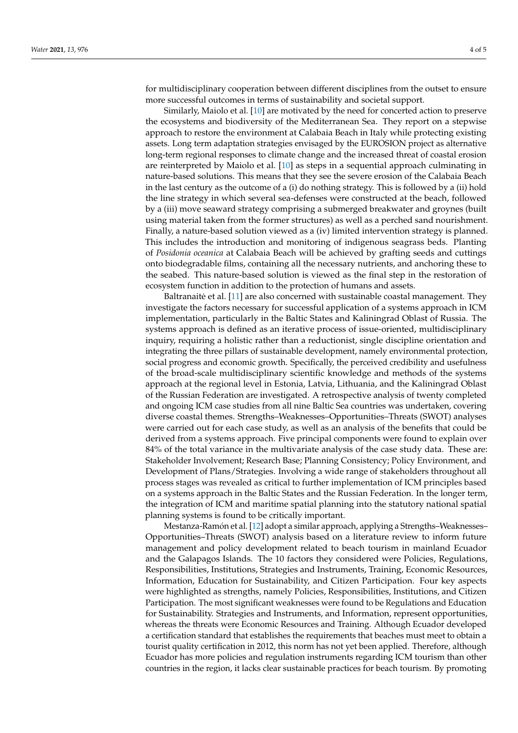for multidisciplinary cooperation between different disciplines from the outset to ensure more successful outcomes in terms of sustainability and societal support.

Similarly, Maiolo et al. [10] are motivated by the need for concerted action to preserve the ecosystems and biodiversity of the Mediterranean Sea. They report on a stepwise approach to restore the environment at Calabaia Beach in Italy while protecting existing assets. Long term adaptation strategies envisaged by the EUROSION project as alternative long-term regional responses to climate change and the increased threat of coastal erosion are reinterpreted by Maiolo et al. [10] as steps in a sequential approach culminating in nature-based solutions. This means that they see the severe erosion of the Calabaia Beach in the last century as the outcome of a (i) do nothing strategy. This is followed by a (ii) hold the line strategy in which several sea-defenses were constructed at the beach, followed by a (iii) move seaward strategy comprising a submerged breakwater and groynes (built using material taken from the former structures) as well as a perched sand nourishment. Finally, a nature-based solution viewed as a (iv) limited intervention strategy is planned. This includes the introduction and monitoring of indigenous seagrass beds. Planting of *Posidonia oceanica* at Calabaia Beach will be achieved by grafting seeds and cuttings onto biodegradable films, containing all the necessary nutrients, and anchoring these to the seabed. This nature-based solution is viewed as the final step in the restoration of ecosystem function in addition to the protection of humans and assets.

Baltranaitė et al. [11] are also concerned with sustainable coastal management. They investigate the factors necessary for successful application of a systems approach in ICM implementation, particularly in the Baltic States and Kaliningrad Oblast of Russia. The systems approach is defined as an iterative process of issue-oriented, multidisciplinary inquiry, requiring a holistic rather than a reductionist, single discipline orientation and integrating the three pillars of sustainable development, namely environmental protection, social progress and economic growth. Specifically, the perceived credibility and usefulness of the broad-scale multidisciplinary scientific knowledge and methods of the systems approach at the regional level in Estonia, Latvia, Lithuania, and the Kaliningrad Oblast of the Russian Federation are investigated. A retrospective analysis of twenty completed and ongoing ICM case studies from all nine Baltic Sea countries was undertaken, covering diverse coastal themes. Strengths–Weaknesses–Opportunities–Threats (SWOT) analyses were carried out for each case study, as well as an analysis of the benefits that could be derived from a systems approach. Five principal components were found to explain over 84% of the total variance in the multivariate analysis of the case study data. These are: Stakeholder Involvement; Research Base; Planning Consistency; Policy Environment, and Development of Plans/Strategies. Involving a wide range of stakeholders throughout all process stages was revealed as critical to further implementation of ICM principles based on a systems approach in the Baltic States and the Russian Federation. In the longer term, the integration of ICM and maritime spatial planning into the statutory national spatial planning systems is found to be critically important.

Mestanza-Ramón et al. [12] adopt a similar approach, applying a Strengths–Weaknesses–Opportunities–Threats (SWOT) analysis based on a literature review to inform future management and policy development related to beach tourism in mainland Ecuador and the Galapagos Islands. The 10 factors they considered were Policies, Regulations, Responsibilities, Institutions, Strategies and Instruments, Training, Economic Resources, Information, Education for Sustainability, and Citizen Participation. Four key aspects were highlighted as strengths, namely Policies, Responsibilities, Institutions, and Citizen Participation. The most significant weaknesses were found to be Regulations and Education for Sustainability. Strategies and Instruments, and Information, represent opportunities, whereas the threats were Economic Resources and Training. Although Ecuador developed a certification standard that establishes the requirements that beaches must meet to obtain a tourist quality certification in 2012, this norm has not yet been applied. Therefore, although Ecuador has more policies and regulation instruments regarding ICM tourism than other countries in the region, it lacks clear sustainable practices for beach tourism. By promoting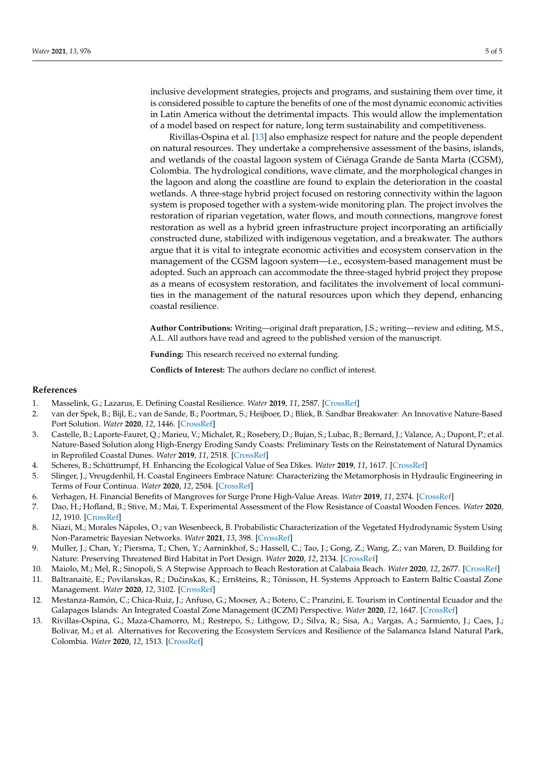inclusive development strategies, projects and programs, and sustaining them over time, it is considered possible to capture the benefits of one of the most dynamic economic activities in Latin America without the detrimental impacts. This would allow the implementation of a model based on respect for nature, long term sustainability and competitiveness.

Rivillas-Ospina et al. [13] also emphasize respect for nature and the people dependent on natural resources. They undertake a comprehensive assessment of the basins, islands, and wetlands of the coastal lagoon system of Ciénaga Grande de Santa Marta (CGSM), Colombia. The hydrological conditions, wave climate, and the morphological changes in the lagoon and along the coastline are found to explain the deterioration in the coastal wetlands. A three-stage hybrid project focused on restoring connectivity within the lagoon system is proposed together with a system-wide monitoring plan. The project involves the restoration of riparian vegetation, water flows, and mouth connections, mangrove forest restoration as well as a hybrid green infrastructure project incorporating an artificially constructed dune, stabilized with indigenous vegetation, and a breakwater. The authors argue that it is vital to integrate economic activities and ecosystem conservation in the management of the CGSM lagoon system—i.e., ecosystem-based management must be adopted. Such an approach can accommodate the three-staged hybrid project they propose as a means of ecosystem restoration, and facilitates the involvement of local communities in the management of the natural resources upon which they depend, enhancing coastal resilience.

**Author Contributions:** Writing—original draft preparation, J.S.; writing—review and editing, M.S., A.L. All authors have read and agreed to the published version of the manuscript.

**Funding:** This research received no external funding.

**Conflicts of Interest:** The authors declare no conflict of interest.

## References

1. Masselink, G.; Lazarus, E. Defining Coastal Resilience. *Water* **2019**, *11*, 2587. [CrossRef]
2. van der Spek, B.; Bijl, E.; van de Sande, B.; Poortman, S.; Heijboer, D.; Bliek, B. Sandbar Breakwater: An Innovative Nature-Based Port Solution. *Water* **2020**, *12*, 1446. [CrossRef]
3. Castelle, B.; Laporte-Fauret, Q.; Marieu, V.; Michalet, R.; Rosebery, D.; Bujan, S.; Lubac, B.; Bernard, J.; Valance, A.; Dupont, P.; et al. Nature-Based Solution along High-Energy Eroding Sandy Coasts: Preliminary Tests on the Reinstatement of Natural Dynamics in Reprofiled Coastal Dunes. *Water* **2019**, *11*, 2518. [CrossRef]
4. Scheres, B.; Schüttrumpf, H. Enhancing the Ecological Value of Sea Dikes. *Water* **2019**, *11*, 1617. [CrossRef]
5. Slinger, J.; Vreugdenhil, H. Coastal Engineers Embrace Nature: Characterizing the Metamorphosis in Hydraulic Engineering in Terms of Four Continua. *Water* **2020**, *12*, 2504. [CrossRef]
6. Verhagen, H. Financial Benefits of Mangroves for Surge Prone High-Value Areas. *Water* **2019**, *11*, 2374. [CrossRef]
7. Dao, H.; Hofland, B.; Stive, M.; Mai, T. Experimental Assessment of the Flow Resistance of Coastal Wooden Fences. *Water* **2020**, *12*, 1910. [CrossRef]
8. Niazi, M.; Morales Nápoles, O.; van Wesenbeeck, B. Probabilistic Characterization of the Vegetated Hydrodynamic System Using Non-Parametric Bayesian Networks. *Water* **2021**, *13*, 398. [CrossRef]
9. Muller, J.; Chan, Y.; Piersma, T.; Chen, Y.; Aarninkhof, S.; Hassell, C.; Tao, J.; Gong, Z.; Wang, Z.; van Maren, D. Building for Nature: Preserving Threatened Bird Habitat in Port Design. *Water* **2020**, *12*, 2134. [CrossRef]
10. Maiolo, M.; Mel, R.; Sinopoli, S. A Stepwise Approach to Beach Restoration at Calabaia Beach. *Water* **2020**, *12*, 2677. [CrossRef]
11. Baltranaitė, E.; Povilanskas, R.; Dučinskas, K.; Ernšteins, R.; Tõnisson, H. Systems Approach to Eastern Baltic Coastal Zone Management. *Water* **2020**, *12*, 3102. [CrossRef]
12. Mestanza-Ramón, C.; Chica-Ruiz, J.; Anfuso, G.; Mooser, A.; Botero, C.; Pranzini, E. Tourism in Continental Ecuador and the Galapagos Islands: An Integrated Coastal Zone Management (ICZM) Perspective. *Water* **2020**, *12*, 1647. [CrossRef]
13. Rivillas-Ospina, G.; Maza-Chamorro, M.; Restrepo, S.; Lithgow, D.; Silva, R.; Sisa, A.; Vargas, A.; Sarmiento, J.; Caes, J.; Bolivar, M.; et al. Alternatives for Recovering the Ecosystem Services and Resilience of the Salamanca Island Natural Park, Colombia. *Water* **2020**, *12*, 1513. [CrossRef]